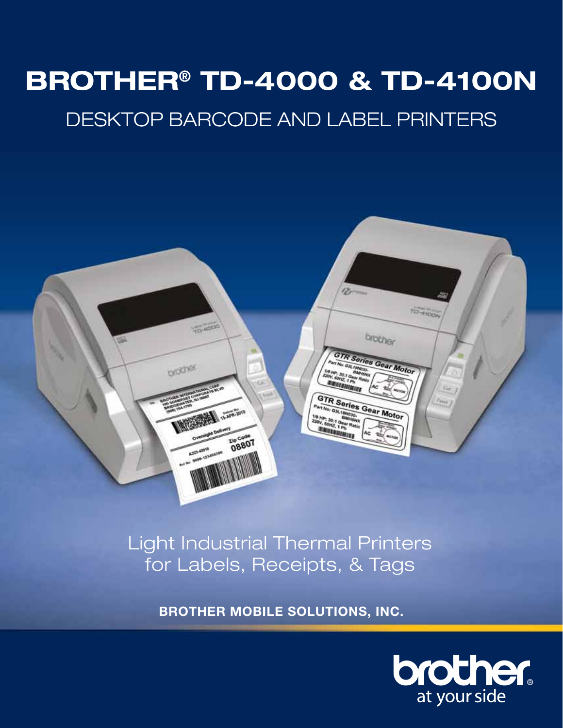# BROTHER® TD-4000 & TD-4100N

## DESKTOP BARCODE AND LABEL PRINTERS

Light Industrial Thermal Printers
for Labels, Receipts, & Tags

**BROTHER MOBILE SOLUTIONS, INC.**

brother® at your side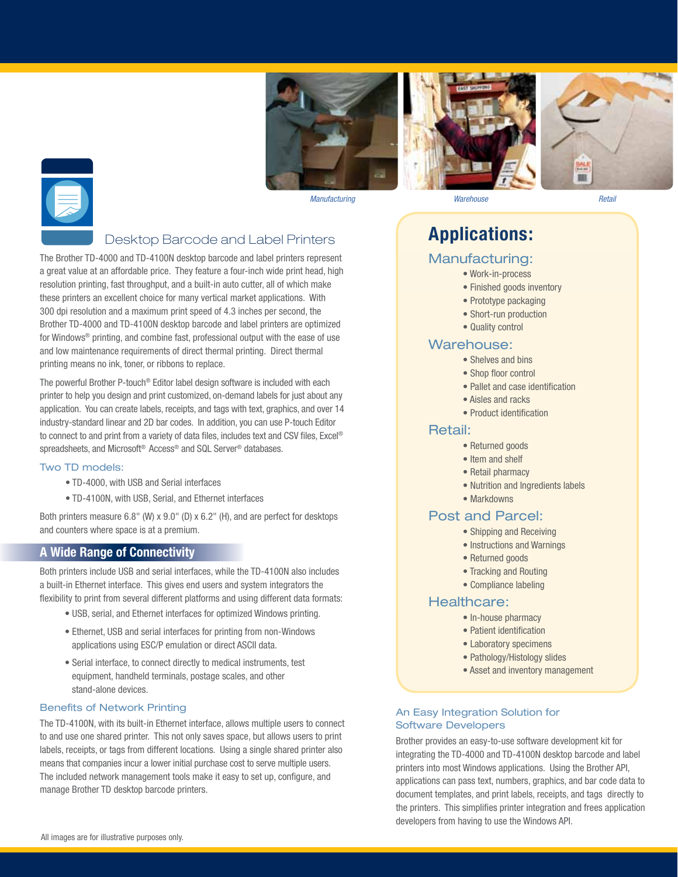Manufacturing

Warehouse

Retail

## Desktop Barcode and Label Printers

The Brother TD-4000 and TD-4100N desktop barcode and label printers represent a great value at an affordable price. They feature a four-inch wide print head, high resolution printing, fast throughput, and a built-in auto cutter, all of which make these printers an excellent choice for many vertical market applications. With 300 dpi resolution and a maximum print speed of 4.3 inches per second, the Brother TD-4000 and TD-4100N desktop barcode and label printers are optimized for Windows® printing, and combine fast, professional output with the ease of use and low maintenance requirements of direct thermal printing. Direct thermal printing means no ink, toner, or ribbons to replace.

The powerful Brother P-touch® Editor label design software is included with each printer to help you design and print customized, on-demand labels for just about any application. You can create labels, receipts, and tags with text, graphics, and over 14 industry-standard linear and 2D bar codes. In addition, you can use P-touch Editor to connect to and print from a variety of data files, includes text and CSV files, Excel® spreadsheets, and Microsoft® Access® and SQL Server® databases.

### Two TD models:

- TD-4000, with USB and Serial interfaces
- TD-4100N, with USB, Serial, and Ethernet interfaces

Both printers measure 6.8" (W) x 9.0" (D) x 6.2" (H), and are perfect for desktops and counters where space is at a premium.

## A Wide Range of Connectivity

Both printers include USB and serial interfaces, while the TD-4100N also includes a built-in Ethernet interface. This gives end users and system integrators the flexibility to print from several different platforms and using different data formats:

- USB, serial, and Ethernet interfaces for optimized Windows printing.
- Ethernet, USB and serial interfaces for printing from non-Windows applications using ESC/P emulation or direct ASCII data.
- Serial interface, to connect directly to medical instruments, test equipment, handheld terminals, postage scales, and other stand-alone devices.

### Benefits of Network Printing

The TD-4100N, with its built-in Ethernet interface, allows multiple users to connect to and use one shared printer. This not only saves space, but allows users to print labels, receipts, or tags from different locations. Using a single shared printer also means that companies incur a lower initial purchase cost to serve multiple users. The included network management tools make it easy to set up, configure, and manage Brother TD desktop barcode printers.

## Applications:

### Manufacturing:

- Work-in-process
- Finished goods inventory
- Prototype packaging
- Short-run production
- Quality control

### Warehouse:

- Shelves and bins
- Shop floor control
- Pallet and case identification
- Aisles and racks
- Product identification

### Retail:

- Returned goods
- Item and shelf
- Retail pharmacy
- Nutrition and Ingredients labels
- Markdowns

### Post and Parcel:

- Shipping and Receiving
- Instructions and Warnings
- Returned goods
- Tracking and Routing
- Compliance labeling

### Healthcare:

- In-house pharmacy
- Patient identification
- Laboratory specimens
- Pathology/Histology slides
- Asset and inventory management

### An Easy Integration Solution for Software Developers

Brother provides an easy-to-use software development kit for integrating the TD-4000 and TD-4100N desktop barcode and label printers into most Windows applications. Using the Brother API, applications can pass text, numbers, graphics, and bar code data to document templates, and print labels, receipts, and tags directly to the printers. This simplifies printer integration and frees application developers from having to use the Windows API.

All images are for illustrative purposes only.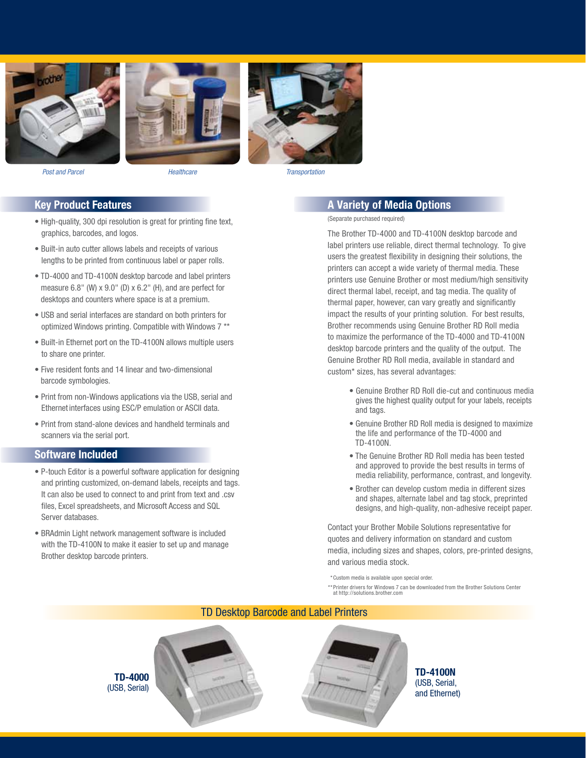*Post and Parcel*

*Healthcare*

*Transportation*

## Key Product Features

- High-quality, 300 dpi resolution is great for printing fine text, graphics, barcodes, and logos.
- Built-in auto cutter allows labels and receipts of various lengths to be printed from continuous label or paper rolls.
- TD-4000 and TD-4100N desktop barcode and label printers measure 6.8" (W) x 9.0" (D) x 6.2" (H), and are perfect for desktops and counters where space is at a premium.
- USB and serial interfaces are standard on both printers for optimized Windows printing. Compatible with Windows 7 **
- Built-in Ethernet port on the TD-4100N allows multiple users to share one printer.
- Five resident fonts and 14 linear and two-dimensional barcode symbologies.
- Print from non-Windows applications via the USB, serial and Ethernet interfaces using ESC/P emulation or ASCII data.
- Print from stand-alone devices and handheld terminals and scanners via the serial port.

## Software Included

- P-touch Editor is a powerful software application for designing and printing customized, on-demand labels, receipts and tags. It can also be used to connect to and print from text and .csv files, Excel spreadsheets, and Microsoft Access and SQL Server databases.
- BRAdmin Light network management software is included with the TD-4100N to make it easier to set up and manage Brother desktop barcode printers.

## A Variety of Media Options

(Separate purchased required)

The Brother TD-4000 and TD-4100N desktop barcode and label printers use reliable, direct thermal technology. To give users the greatest flexibility in designing their solutions, the printers can accept a wide variety of thermal media. These printers use Genuine Brother or most medium/high sensitivity direct thermal label, receipt, and tag media. The quality of thermal paper, however, can vary greatly and significantly impact the results of your printing solution. For best results, Brother recommends using Genuine Brother RD Roll media to maximize the performance of the TD-4000 and TD-4100N desktop barcode printers and the quality of the output. The Genuine Brother RD Roll media, available in standard and custom* sizes, has several advantages:

- Genuine Brother RD Roll die-cut and continuous media gives the highest quality output for your labels, receipts and tags.
- Genuine Brother RD Roll media is designed to maximize the life and performance of the TD-4000 and TD-4100N.
- The Genuine Brother RD Roll media has been tested and approved to provide the best results in terms of media reliability, performance, contrast, and longevity.
- Brother can develop custom media in different sizes and shapes, alternate label and tag stock, preprinted designs, and high-quality, non-adhesive receipt paper.

Contact your Brother Mobile Solutions representative for quotes and delivery information on standard and custom media, including sizes and shapes, colors, pre-printed designs, and various media stock.

*Custom media is available upon special order.

**Printer drivers for Windows 7 can be downloaded from the Brother Solutions Center at http://solutions.brother.com

## TD Desktop Barcode and Label Printers

**TD-4000**
(USB, Serial)

**TD-4100N**
(USB, Serial, and Ethernet)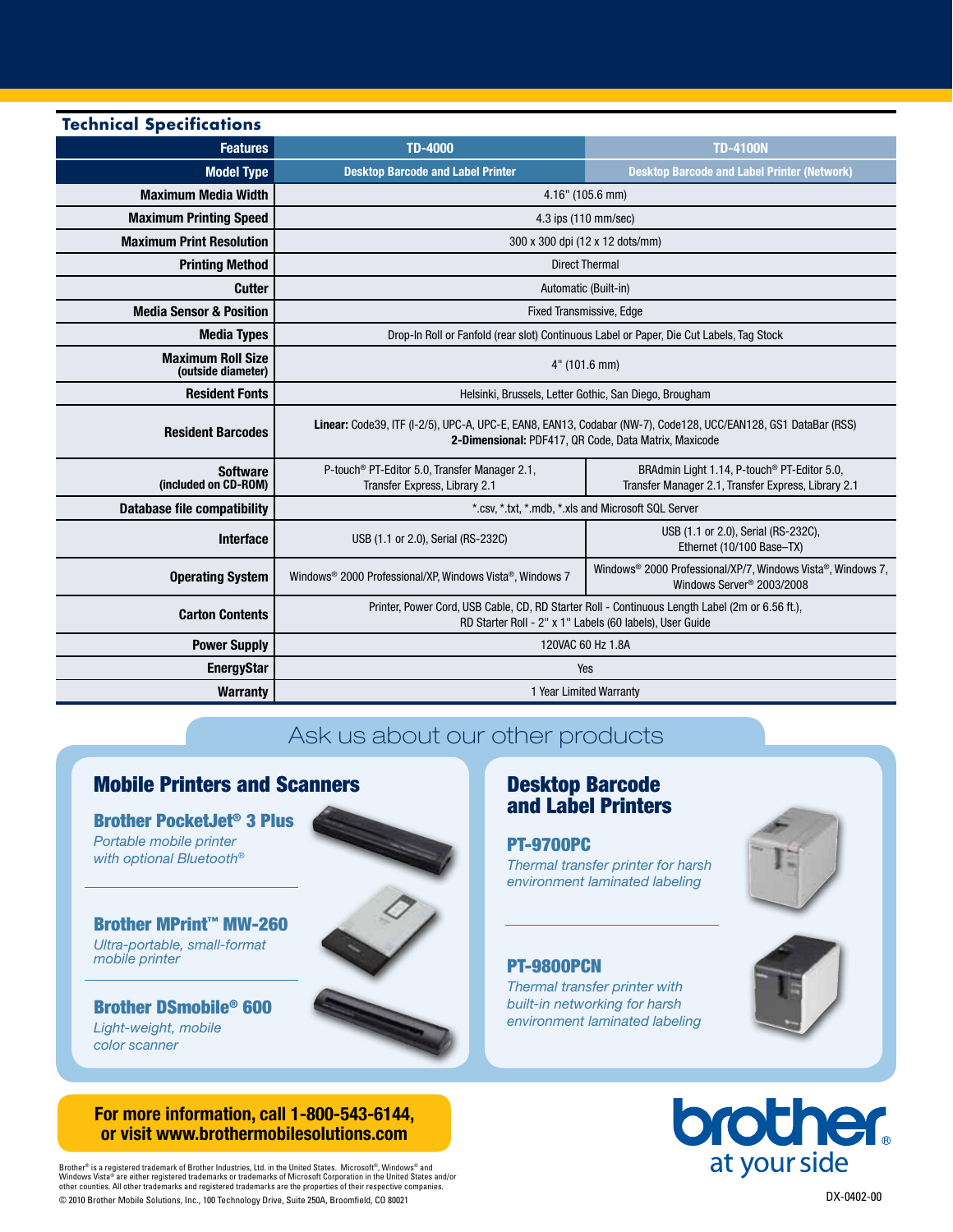## Technical Specifications

| Features | TD-4000 | TD-4100N |
|---|---|---|
| Model Type | Desktop Barcode and Label Printer | Desktop Barcode and Label Printer (Network) |
| Maximum Media Width | 4.16" (105.6 mm) | |
| Maximum Printing Speed | 4.3 ips (110 mm/sec) | |
| Maximum Print Resolution | 300 x 300 dpi (12 x 12 dots/mm) | |
| Printing Method | Direct Thermal | |
| Cutter | Automatic (Built-in) | |
| Media Sensor & Position | Fixed Transmissive, Edge | |
| Media Types | Drop-In Roll or Fanfold (rear slot) Continuous Label or Paper, Die Cut Labels, Tag Stock | |
| Maximum Roll Size (outside diameter) | 4" (101.6 mm) | |
| Resident Fonts | Helsinki, Brussels, Letter Gothic, San Diego, Brougham | |
| Resident Barcodes | **Linear:** Code39, ITF (I-2/5), UPC-A, UPC-E, EAN8, EAN13, Codabar (NW-7), Code128, UCC/EAN128, GS1 DataBar (RSS) **2-Dimensional:** PDF417, QR Code, Data Matrix, Maxicode | |
| Software (included on CD-ROM) | P-touch® PT-Editor 5.0, Transfer Manager 2.1, Transfer Express, Library 2.1 | BRAdmin Light 1.14, P-touch® PT-Editor 5.0, Transfer Manager 2.1, Transfer Express, Library 2.1 |
| Database file compatibility | *.csv, *.txt, *.mdb, *.xls and Microsoft SQL Server | |
| Interface | USB (1.1 or 2.0), Serial (RS-232C) | USB (1.1 or 2.0), Serial (RS-232C), Ethernet (10/100 Base–TX) |
| Operating System | Windows® 2000 Professional/XP, Windows Vista®, Windows 7 | Windows® 2000 Professional/XP/7, Windows Vista®, Windows 7, Windows Server® 2003/2008 |
| Carton Contents | Printer, Power Cord, USB Cable, CD, RD Starter Roll - Continuous Length Label (2m or 6.56 ft.), RD Starter Roll - 2" x 1" Labels (60 labels), User Guide | |
| Power Supply | 120VAC 60 Hz 1.8A | |
| EnergyStar | Yes | |
| Warranty | 1 Year Limited Warranty | |

## Ask us about our other products

### Mobile Printers and Scanners

**Brother PocketJet® 3 Plus**
*Portable mobile printer with optional Bluetooth®*

**Brother MPrint™ MW-260**
*Ultra-portable, small-format mobile printer*

**Brother DSmobile® 600**
*Light-weight, mobile color scanner*

### Desktop Barcode and Label Printers

**PT-9700PC**
*Thermal transfer printer for harsh environment laminated labeling*

**PT-9800PCN**
*Thermal transfer printer with built-in networking for harsh environment laminated labeling*

**For more information, call 1-800-543-6144, or visit www.brothermobilesolutions.com**

brother® at your side

Brother® is a registered trademark of Brother Industries, Ltd. in the United States. Microsoft®, Windows® and Windows Vista® are either registered trademarks or trademarks of Microsoft Corporation in the United States and/or other counties. All other trademarks and registered trademarks are the properties of their respective companies.

© 2010 Brother Mobile Solutions, Inc., 100 Technology Drive, Suite 250A, Broomfield, CO 80021

DX-0402-00